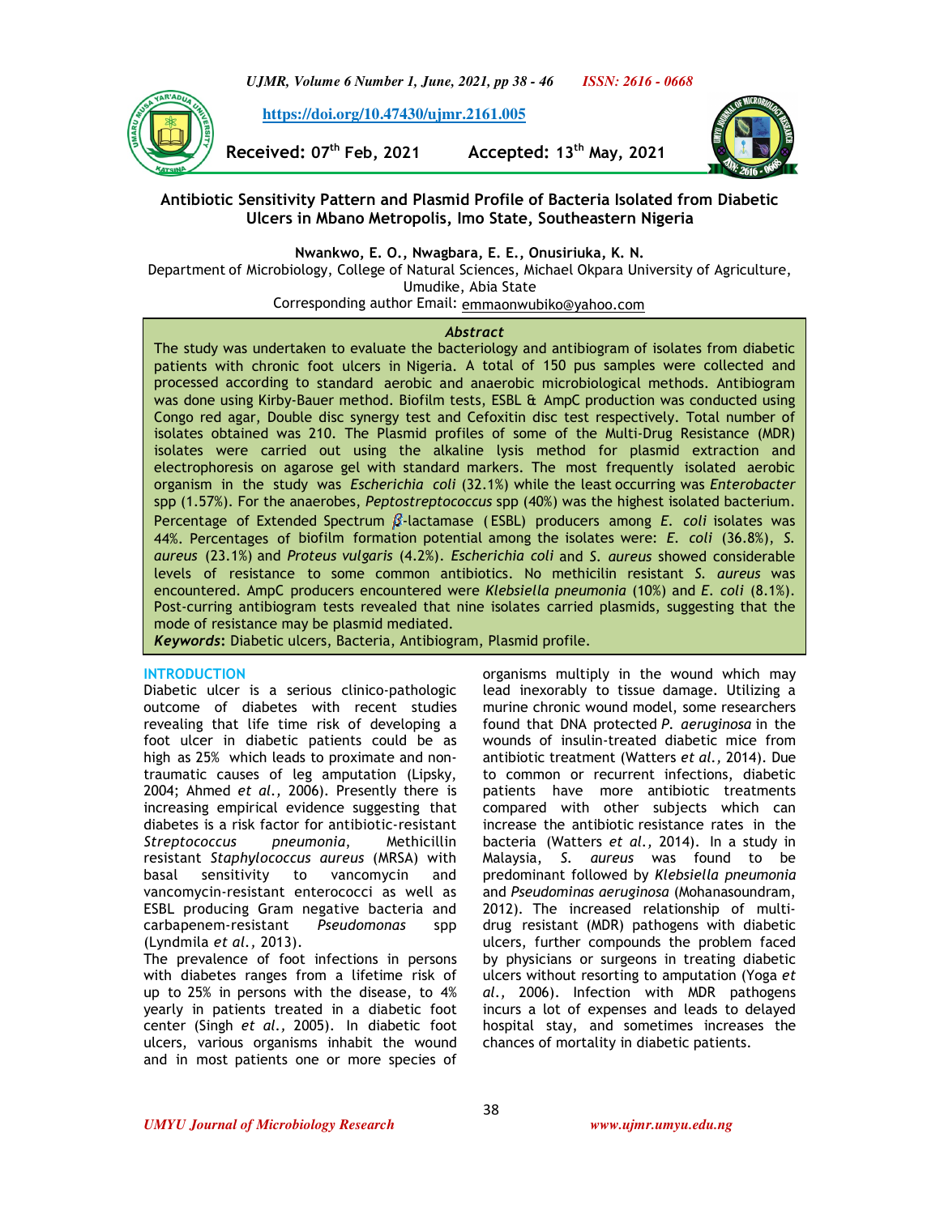https://doi.org/10.47430/ujmr.2161.005

**Received: 07th Feb, 2021 Accepted: 13th May, 2021**

# Antibiotic Sensitivity Pattern and Plasmid Profile of Bacteria Isolated from Diabetic Ulcers in Mbano Metropolis, Imo State, Southeastern Nigeria

**Nwankwo, E. O., Nwagbara, E. E., Onusiriuka, K. N.**

Department of Microbiology, College of Natural Sciences, Michael Okpara University of Agriculture, Umudike, Abia State

Corresponding author Email: emmaonwubiko@yahoo.com

### *Abstract*

The study was undertaken to evaluate the bacteriology and antibiogram of isolates from diabetic patients with chronic foot ulcers in Nigeria. A total of 150 pus samples were collected and processed according to standard aerobic and anaerobic microbiological methods. Antibiogram was done using Kirby-Bauer method. Biofilm tests, ESBL & AmpC production was conducted using Congo red agar, Double disc synergy test and Cefoxitin disc test respectively. Total number of isolates obtained was 210. The Plasmid profiles of some of the Multi-Drug Resistance (MDR) isolates were carried out using the alkaline lysis method for plasmid extraction and electrophoresis on agarose gel with standard markers. The most frequently isolated aerobic organism in the study was *Escherichia coli* (32.1%) while the least occurring was *Enterobacter* spp (1.57%). For the anaerobes, *Peptostreptococcus* spp (40%) was the highest isolated bacterium. Percentage of Extended Spectrum $\beta$-lactamase (ESBL) producers among *E. coli* isolates was 44%. Percentages of biofilm formation potential among the isolates were: *E. coli* (36.8%), *S. aureus* (23.1%) and *Proteus vulgaris* (4.2%). *Escherichia coli* and *S. aureus* showed considerable levels of resistance to some common antibiotics. No methicilin resistant *S. aureus* was encountered. AmpC producers encountered were *Klebsiella pneumonia* (10%) and *E. coli* (8.1%). Post-curring antibiogram tests revealed that nine isolates carried plasmids, suggesting that the mode of resistance may be plasmid mediated.

***Keywords*:** Diabetic ulcers, Bacteria, Antibiogram, Plasmid profile.

## INTRODUCTION

Diabetic ulcer is a serious clinico-pathologic outcome of diabetes with recent studies revealing that life time risk of developing a foot ulcer in diabetic patients could be as high as 25% which leads to proximate and non-traumatic causes of leg amputation (Lipsky, 2004; Ahmed *et al.,* 2006). Presently there is increasing empirical evidence suggesting that diabetes is a risk factor for antibiotic-resistant *Streptococcus pneumonia*, Methicillin resistant *Staphylococcus aureus* (MRSA) with basal sensitivity to vancomycin and vancomycin-resistant enterococci as well as ESBL producing Gram negative bacteria and carbapenem-resistant *Pseudomonas* spp (Lyndmila *et al.,* 2013).

The prevalence of foot infections in persons with diabetes ranges from a lifetime risk of up to 25% in persons with the disease, to 4% yearly in patients treated in a diabetic foot center (Singh *et al.,* 2005). In diabetic foot ulcers, various organisms inhabit the wound and in most patients one or more species of organisms multiply in the wound which may lead inexorably to tissue damage. Utilizing a murine chronic wound model, some researchers found that DNA protected *P. aeruginosa* in the wounds of insulin-treated diabetic mice from antibiotic treatment (Watters *et al.,* 2014). Due to common or recurrent infections, diabetic patients have more antibiotic treatments compared with other subjects which can increase the antibiotic resistance rates in the bacteria (Watters *et al.,* 2014). In a study in Malaysia, *S. aureus* was found to be predominant followed by *Klebsiella pneumonia* and *Pseudominas aeruginosa* (Mohanasoundram, 2012). The increased relationship of multi-drug resistant (MDR) pathogens with diabetic ulcers, further compounds the problem faced by physicians or surgeons in treating diabetic ulcers without resorting to amputation (Yoga *et al.,* 2006). Infection with MDR pathogens incurs a lot of expenses and leads to delayed hospital stay, and sometimes increases the chances of mortality in diabetic patients.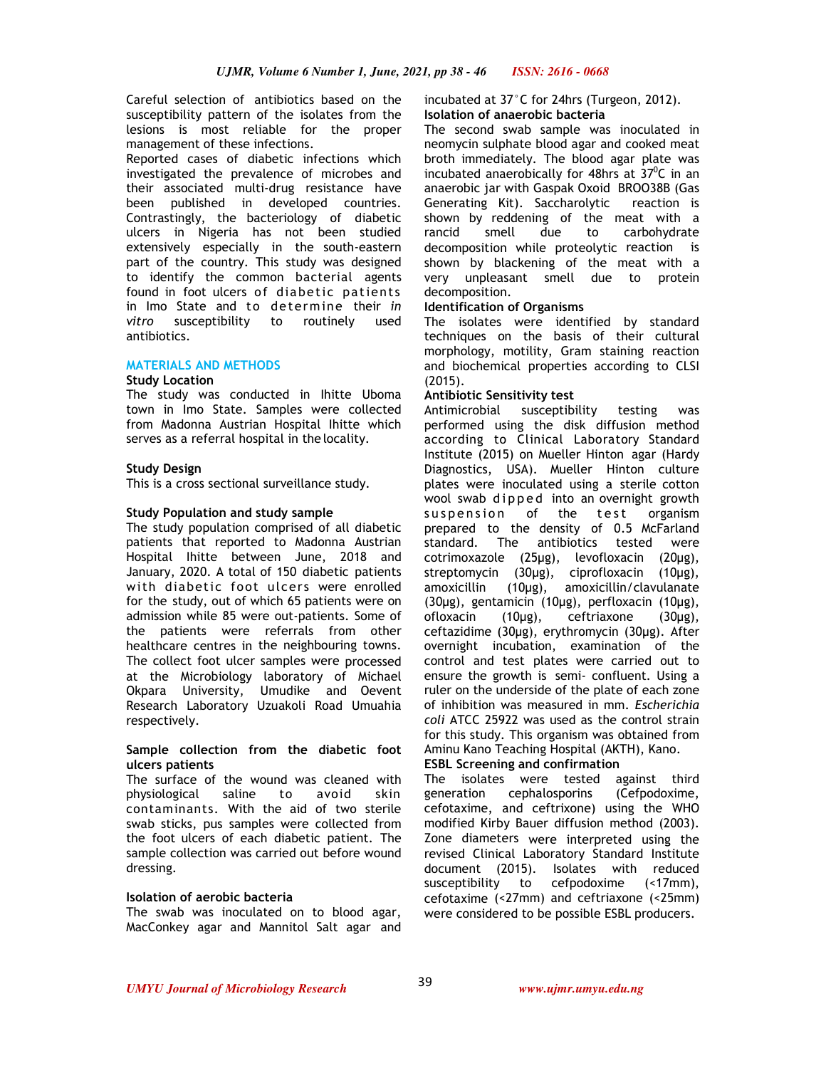Careful selection of antibiotics based on the susceptibility pattern of the isolates from the lesions is most reliable for the proper management of these infections.

Reported cases of diabetic infections which investigated the prevalence of microbes and their associated multi-drug resistance have been published in developed countries. Contrastingly, the bacteriology of diabetic ulcers in Nigeria has not been studied extensively especially in the south-eastern part of the country. This study was designed to identify the common bacterial agents found in foot ulcers of diabetic patients in Imo State and to determine their *in vitro* susceptibility to routinely used antibiotics.

## MATERIALS AND METHODS

### Study Location

The study was conducted in Ihitte Uboma town in Imo State. Samples were collected from Madonna Austrian Hospital Ihitte which serves as a referral hospital in the locality.

### Study Design

This is a cross sectional surveillance study.

### Study Population and study sample

The study population comprised of all diabetic patients that reported to Madonna Austrian Hospital Ihitte between June, 2018 and January, 2020. A total of 150 diabetic patients with diabetic foot ulcers were enrolled for the study, out of which 65 patients were on admission while 85 were out-patients. Some of the patients were referrals from other healthcare centres in the neighbouring towns. The collect foot ulcer samples were processed at the Microbiology laboratory of Michael Okpara University, Umudike and Oevent Research Laboratory Uzuakoli Road Umuahia respectively.

### Sample collection from the diabetic foot ulcers patients

The surface of the wound was cleaned with physiological saline to avoid skin contaminants. With the aid of two sterile swab sticks, pus samples were collected from the foot ulcers of each diabetic patient. The sample collection was carried out before wound dressing.

### Isolation of aerobic bacteria

The swab was inoculated on to blood agar, MacConkey agar and Mannitol Salt agar and incubated at 37°C for 24hrs (Turgeon, 2012).

### Isolation of anaerobic bacteria

The second swab sample was inoculated in neomycin sulphate blood agar and cooked meat broth immediately. The blood agar plate was incubated anaerobically for 48hrs at $37^0$C in an anaerobic jar with Gaspak Oxoid BROO38B (Gas Generating Kit). Saccharolytic reaction is shown by reddening of the meat with a rancid smell due to carbohydrate decomposition while proteolytic reaction is shown by blackening of the meat with a very unpleasant smell due to protein decomposition.

### Identification of Organisms

The isolates were identified by standard techniques on the basis of their cultural morphology, motility, Gram staining reaction and biochemical properties according to CLSI (2015).

### Antibiotic Sensitivity test

Antimicrobial susceptibility testing was performed using the disk diffusion method according to Clinical Laboratory Standard Institute (2015) on Mueller Hinton agar (Hardy Diagnostics, USA). Mueller Hinton culture plates were inoculated using a sterile cotton wool swab dipped into an overnight growth suspension of the test organism prepared to the density of 0.5 McFarland standard. The antibiotics tested were cotrimoxazole (25µg), levofloxacin (20µg), streptomycin (30µg), ciprofloxacin (10µg), amoxicillin (10µg), amoxicillin/clavulanate (30µg), gentamicin (10µg), perfloxacin (10µg), ofloxacin (10µg), ceftriaxone (30µg), ceftazidime (30µg), erythromycin (30µg). After overnight incubation, examination of the control and test plates were carried out to ensure the growth is semi- confluent. Using a ruler on the underside of the plate of each zone of inhibition was measured in mm. *Escherichia coli* ATCC 25922 was used as the control strain for this study. This organism was obtained from Aminu Kano Teaching Hospital (AKTH), Kano.

### ESBL Screening and confirmation

The isolates were tested against third generation cephalosporins (Cefpodoxime, cefotaxime, and ceftrixone) using the WHO modified Kirby Bauer diffusion method (2003). Zone diameters were interpreted using the revised Clinical Laboratory Standard Institute document (2015). Isolates with reduced susceptibility to cefpodoxime (<17mm), cefotaxime (<27mm) and ceftriaxone (<25mm) were considered to be possible ESBL producers.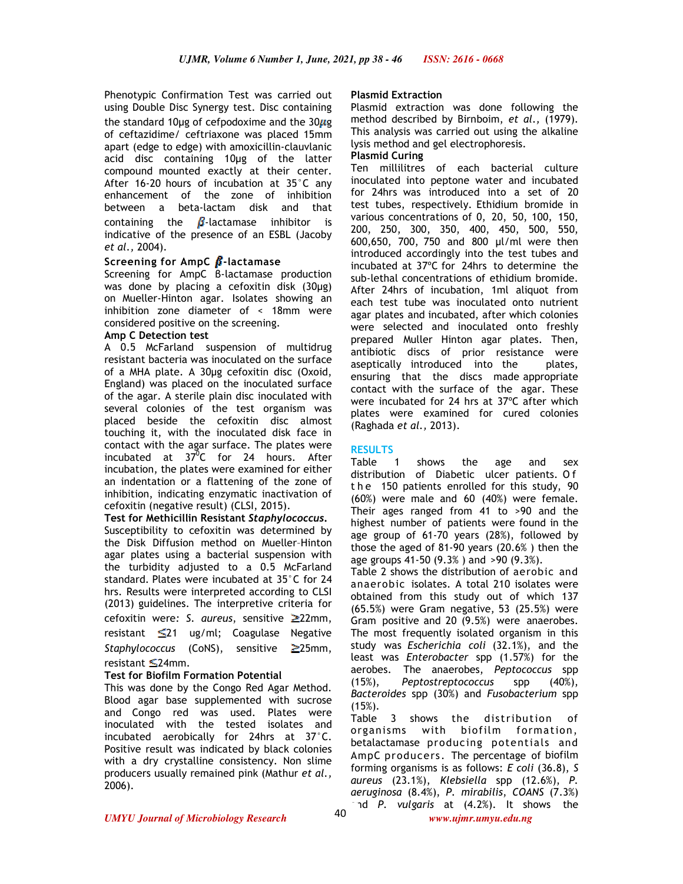Phenotypic Confirmation Test was carried out using Double Disc Synergy test. Disc containing the standard 10µg of cefpodoxime and the 30µg of ceftazidime/ ceftriaxone was placed 15mm apart (edge to edge) with amoxicillin-clauvlanic acid disc containing 10µg of the latter compound mounted exactly at their center. After 16-20 hours of incubation at 35°C any enhancement of the zone of inhibition between a beta-lactam disk and that containing the β-lactamase inhibitor is indicative of the presence of an ESBL (Jacoby *et al.,* 2004).

### Screening for AmpC β-lactamase

Screening for AmpC β-lactamase production was done by placing a cefoxitin disk (30µg) on Mueller-Hinton agar. Isolates showing an inhibition zone diameter of < 18mm were considered positive on the screening.

### Amp C Detection test

A 0.5 McFarland suspension of multidrug resistant bacteria was inoculated on the surface of a MHA plate. A 30µg cefoxitin disc (Oxoid, England) was placed on the inoculated surface of the agar. A sterile plain disc inoculated with several colonies of the test organism was placed beside the cefoxitin disc almost touching it, with the inoculated disk face in contact with the agar surface. The plates were incubated at $37^0$C for 24 hours. After incubation, the plates were examined for either an indentation or a flattening of the zone of inhibition, indicating enzymatic inactivation of cefoxitin (negative result) (CLSI, 2015).

### Test for Methicillin Resistant *Staphylococcus.*

Susceptibility to cefoxitin was determined by the Disk Diffusion method on Mueller–Hinton agar plates using a bacterial suspension with the turbidity adjusted to a 0.5 McFarland standard. Plates were incubated at 35°C for 24 hrs. Results were interpreted according to CLSI (2013) guidelines. The interpretive criteria for cefoxitin were: *S. aureus*, sensitive ≥22mm, resistant ≤21 ug/ml; Coagulase Negative *Staphylococcus* (CoNS), sensitive ≥25mm, resistant ≤24mm.

### Test for Biofilm Formation Potential

This was done by the Congo Red Agar Method. Blood agar base supplemented with sucrose and Congo red was used. Plates were inoculated with the tested isolates and incubated aerobically for 24hrs at 37°C. Positive result was indicated by black colonies with a dry crystalline consistency. Non slime producers usually remained pink (Mathur *et al.,* 2006).

### Plasmid Extraction

Plasmid extraction was done following the method described by Birnboim, *et al.,* (1979). This analysis was carried out using the alkaline lysis method and gel electrophoresis.

### Plasmid Curing

Ten millilitres of each bacterial culture inoculated into peptone water and incubated for 24hrs was introduced into a set of 20 test tubes, respectively. Ethidium bromide in various concentrations of 0, 20, 50, 100, 150, 200, 250, 300, 350, 400, 450, 500, 550, 600,650, 700, 750 and 800 µl/ml were then introduced accordingly into the test tubes and incubated at 37ºC for 24hrs to determine the sub-lethal concentrations of ethidium bromide. After 24hrs of incubation, 1ml aliquot from each test tube was inoculated onto nutrient agar plates and incubated, after which colonies were selected and inoculated onto freshly prepared Muller Hinton agar plates. Then, antibiotic discs of prior resistance were aseptically introduced into the plates, ensuring that the discs made appropriate contact with the surface of the agar. These were incubated for 24 hrs at 37ºC after which plates were examined for cured colonies (Raghada *et al.,* 2013).

## RESULTS

Table 1 shows the age and sex distribution of Diabetic ulcer patients. Of the 150 patients enrolled for this study, 90 (60%) were male and 60 (40%) were female. Their ages ranged from 41 to >90 and the highest number of patients were found in the age group of 61-70 years (28%), followed by those the aged of 81-90 years (20.6% ) then the age groups 41-50 (9.3% ) and >90 (9.3%).

Table 2 shows the distribution of aerobic and anaerobic isolates. A total 210 isolates were obtained from this study out of which 137 (65.5%) were Gram negative, 53 (25.5%) were Gram positive and 20 (9.5%) were anaerobes. The most frequently isolated organism in this study was *Escherichia coli* (32.1%), and the least was *Enterobacter* spp (1.57%) for the aerobes. The anaerobes, *Peptococcus* spp (15%), *Peptostreptococcus* spp (40%), *Bacteroides* spp (30%) and *Fusobacterium* spp (15%).

Table 3 shows the distribution of organisms with biofilm formation, betalactamase producing potentials and AmpC producers. The percentage of biofilm forming organisms is as follows: *E coli* (36.8), *S aureus* (23.1%), *Klebsiella* spp (12.6%), *P. aeruginosa* (8.4%), *P. mirabilis*, *COANS* (7.3%) and *P. vulgaris* at (4.2%). It shows the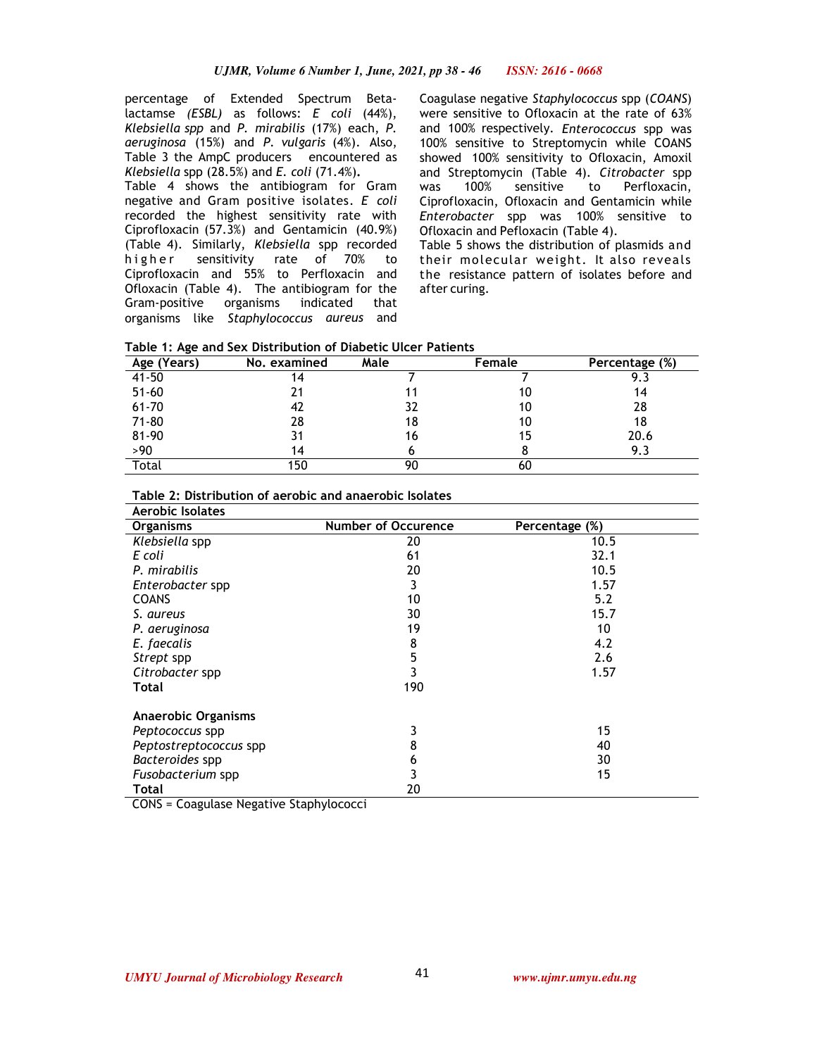percentage of Extended Spectrum Beta-lactamse *(ESBL)* as follows: *E coli* (44%), *Klebsiella spp* and *P. mirabilis* (17%) each, *P. aeruginosa* (15%) and *P. vulgaris* (4%). Also, Table 3 the AmpC producers encountered as *Klebsiella* spp (28.5%) and *E. coli* (71.4%).

Table 4 shows the antibiogram for Gram negative and Gram positive isolates. *E coli* recorded the highest sensitivity rate with Ciprofloxacin (57.3%) and Gentamicin (40.9%) (Table 4). Similarly, *Klebsiella* spp recorded higher sensitivity rate of 70% to Ciprofloxacin and 55% to Perfloxacin and Ofloxacin (Table 4). The antibiogram for the Gram-positive organisms indicated that organisms like *Staphylococcus aureus* and Coagulase negative *Staphylococcus* spp (*COANS*) were sensitive to Ofloxacin at the rate of 63% and 100% respectively. *Enterococcus* spp was 100% sensitive to Streptomycin while COANS showed 100% sensitivity to Ofloxacin, Amoxil and Streptomycin (Table 4). *Citrobacter* spp was 100% sensitive to Perfloxacin, Ciprofloxacin, Ofloxacin and Gentamicin while *Enterobacter* spp was 100% sensitive to Ofloxacin and Pefloxacin (Table 4).

Table 5 shows the distribution of plasmids and their molecular weight. It also reveals the resistance pattern of isolates before and after curing.

**Table 1: Age and Sex Distribution of Diabetic Ulcer Patients**

| Age (Years) | No. examined | Male | Female | Percentage (%) |
|---|---|---|---|---|
| 41-50 | 14 | 7 | 7 | 9.3 |
| 51-60 | 21 | 11 | 10 | 14 |
| 61-70 | 42 | 32 | 10 | 28 |
| 71-80 | 28 | 18 | 10 | 18 |
| 81-90 | 31 | 16 | 15 | 20.6 |
| >90 | 14 | 6 | 8 | 9.3 |
| Total | 150 | 90 | 60 | |

**Table 2: Distribution of aerobic and anaerobic Isolates**

| Organisms | Number of Occurence | Percentage (%) |
|---|---|---|
| **Aerobic Isolates** | | |
| *Klebsiella* spp | 20 | 10.5 |
| *E coli* | 61 | 32.1 |
| *P. mirabilis* | 20 | 10.5 |
| *Enterobacter* spp | 3 | 1.57 |
| COANS | 10 | 5.2 |
| *S. aureus* | 30 | 15.7 |
| *P. aeruginosa* | 19 | 10 |
| *E. faecalis* | 8 | 4.2 |
| *Strept* spp | 5 | 2.6 |
| *Citrobacter* spp | 3 | 1.57 |
| **Total** | 190 | |
| **Anaerobic Organisms** | | |
| *Peptococcus* spp | 3 | 15 |
| *Peptostreptococcus* spp | 8 | 40 |
| *Bacteroides* spp | 6 | 30 |
| *Fusobacterium* spp | 3 | 15 |
| **Total** | 20 | |

CONS = Coagulase Negative Staphylococci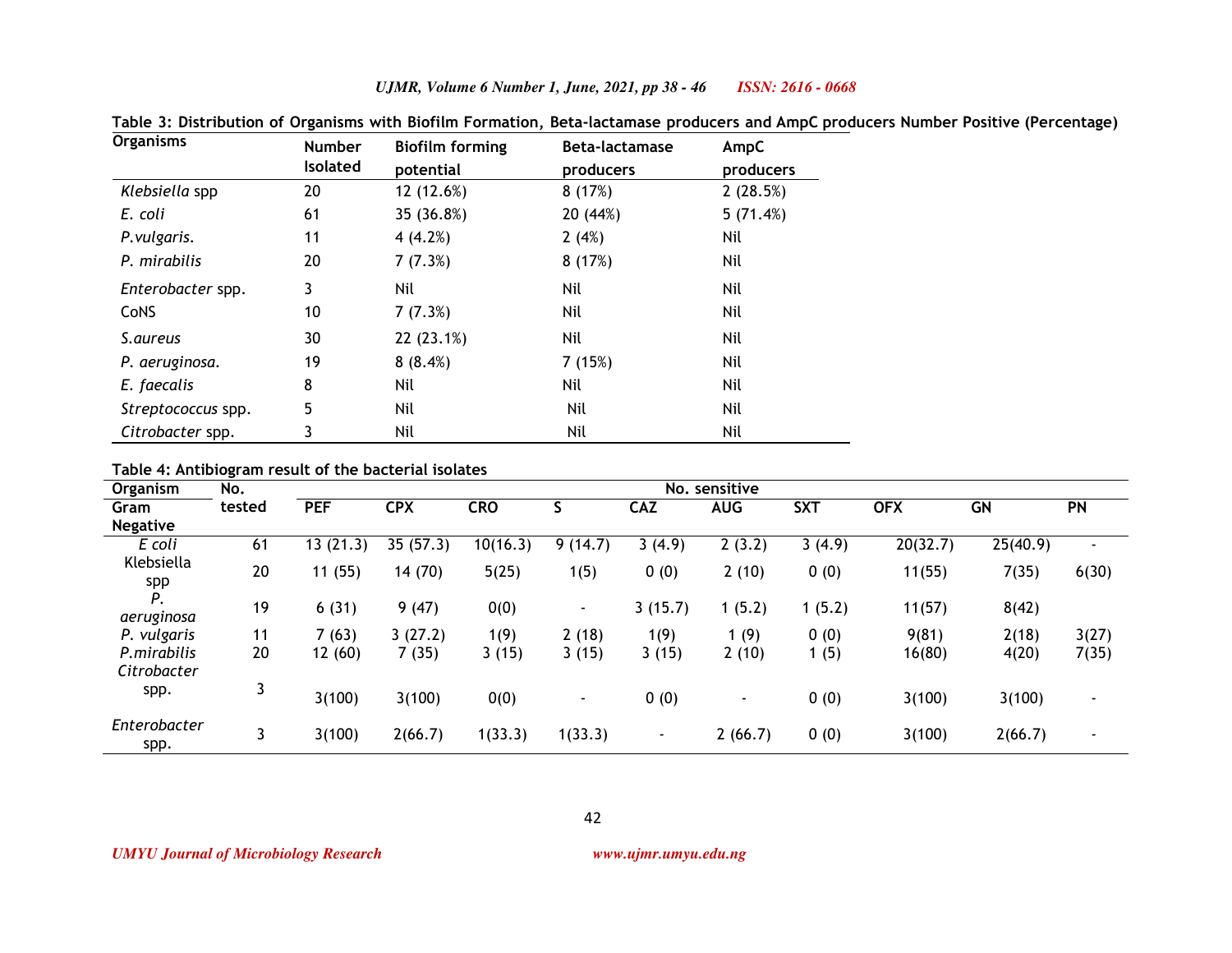**Table 3: Distribution of Organisms with Biofilm Formation, Beta-lactamase producers and AmpC producers Number Positive (Percentage)**

| Organisms | Number Isolated | Biofilm forming potential | Beta-lactamase producers | AmpC producers |
|---|---|---|---|---|
| *Klebsiella* spp | 20 | 12 (12.6%) | 8 (17%) | 2 (28.5%) |
| *E. coli* | 61 | 35 (36.8%) | 20 (44%) | 5 (71.4%) |
| *P.vulgaris.* | 11 | 4 (4.2%) | 2 (4%) | Nil |
| *P. mirabilis* | 20 | 7 (7.3%) | 8 (17%) | Nil |
| *Enterobacter* spp. | 3 | Nil | Nil | Nil |
| CoNS | 10 | 7 (7.3%) | Nil | Nil |
| *S.aureus* | 30 | 22 (23.1%) | Nil | Nil |
| *P. aeruginosa.* | 19 | 8 (8.4%) | 7 (15%) | Nil |
| *E. faecalis* | 8 | Nil | Nil | Nil |
| *Streptococcus* spp. | 5 | Nil | Nil | Nil |
| *Citrobacter* spp. | 3 | Nil | Nil | Nil |

**Table 4: Antibiogram result of the bacterial isolates**

| Organism | No. | No. sensitive | | | | | | | | | |
|---|---|---|---|---|---|---|---|---|---|---|---|
| Gram Negative | tested | PEF | CPX | CRO | S | CAZ | AUG | SXT | OFX | GN | PN |
| *E coli* | 61 | 13 (21.3) | 35 (57.3) | 10(16.3) | 9 (14.7) | 3 (4.9) | 2 (3.2) | 3 (4.9) | 20(32.7) | 25(40.9) | - |
| Klebsiella spp | 20 | 11 (55) | 14 (70) | 5(25) | 1(5) | 0 (0) | 2 (10) | 0 (0) | 11(55) | 7(35) | 6(30) |
| *P. aeruginosa* | 19 | 6 (31) | 9 (47) | 0(0) | - | 3 (15.7) | 1 (5.2) | 1 (5.2) | 11(57) | 8(42) | |
| *P. vulgaris* | 11 | 7 (63) | 3 (27.2) | 1(9) | 2 (18) | 1(9) | 1 (9) | 0 (0) | 9(81) | 2(18) | 3(27) |
| *P.mirabilis* | 20 | 12 (60) | 7 (35) | 3 (15) | 3 (15) | 3 (15) | 2 (10) | 1 (5) | 16(80) | 4(20) | 7(35) |
| *Citrobacter* spp. | 3 | 3(100) | 3(100) | 0(0) | - | 0 (0) | - | 0 (0) | 3(100) | 3(100) | - |
| *Enterobacter* spp. | 3 | 3(100) | 2(66.7) | 1(33.3) | 1(33.3) | - | 2 (66.7) | 0 (0) | 3(100) | 2(66.7) | - |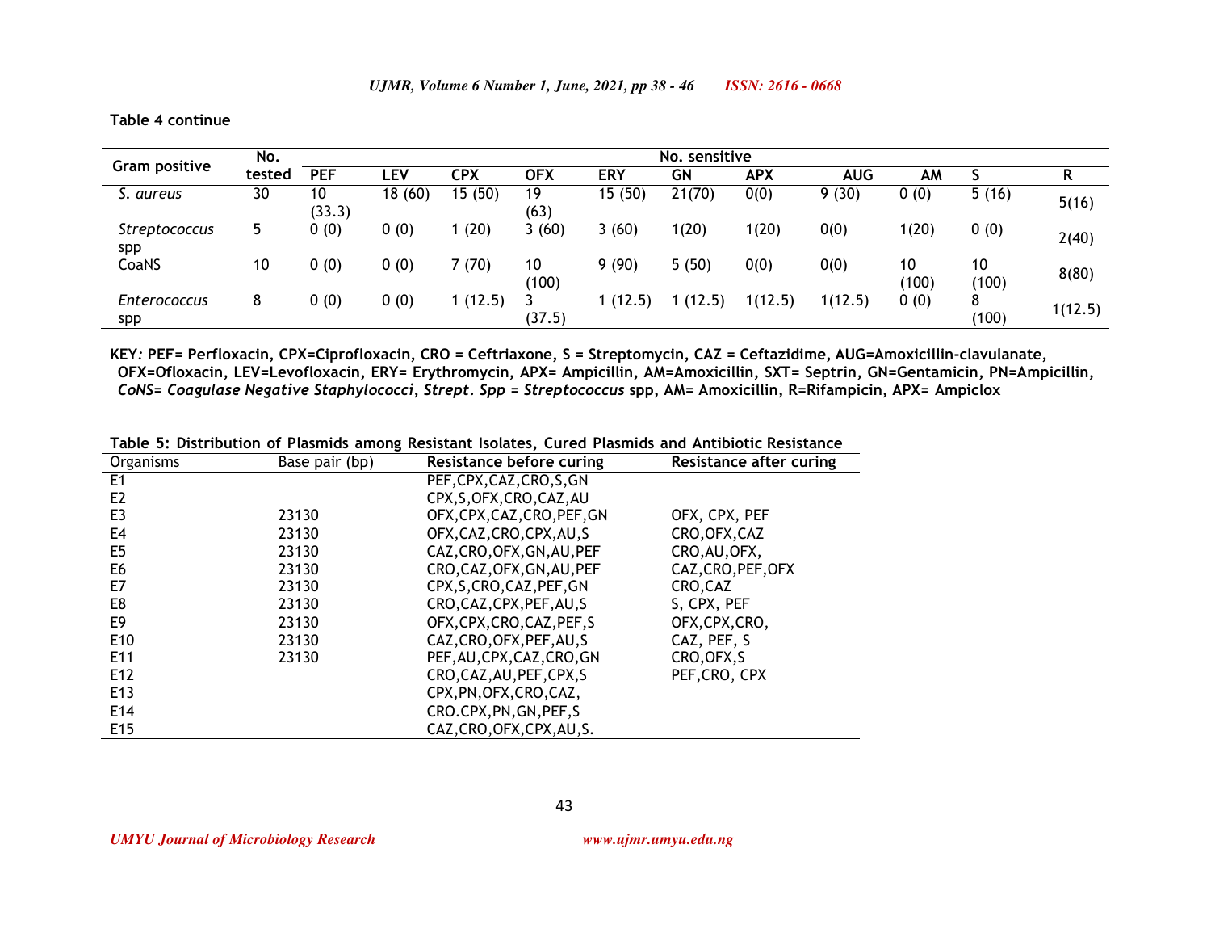**Table 4 continue**

| Gram positive | No. tested | No. sensitive | | | | | | | | | | |
|---|---|---|---|---|---|---|---|---|---|---|---|---|
| | | PEF | LEV | CPX | OFX | ERY | GN | APX | AUG | AM | S | R |
| *S. aureus* | 30 | 10 (33.3) | 18 (60) | 15 (50) | 19 (63) | 15 (50) | 21(70) | 0(0) | 9 (30) | 0 (0) | 5 (16) | 5(16) |
| *Streptococcus* spp | 5 | 0 (0) | 0 (0) | 1 (20) | 3 (60) | 3 (60) | 1(20) | 1(20) | 0(0) | 1(20) | 0 (0) | 2(40) |
| CoaNS | 10 | 0 (0) | 0 (0) | 7 (70) | 10 (100) | 9 (90) | 5 (50) | 0(0) | 0(0) | 10 (100) | 10 (100) | 8(80) |
| *Enterococcus* spp | 8 | 0 (0) | 0 (0) | 1 (12.5) | 3 (37.5) | 1 (12.5) | 1 (12.5) | 1(12.5) | 1(12.5) | 0 (0) | 8 (100) | 1(12.5) |

**KEY: PEF= Perfloxacin, CPX=Ciprofloxacin, CRO = Ceftriaxone, S = Streptomycin, CAZ = Ceftazidime, AUG=Amoxicillin-clavulanate, OFX=Ofloxacin, LEV=Levofloxacin, ERY= Erythromycin, APX= Ampicillin, AM=Amoxicillin, SXT= Septrin, GN=Gentamicin, PN=Ampicillin, *CoNS= Coagulase Negative Staphylococci*, *Strept. Spp = Streptococcus* spp, AM= Amoxicillin, R=Rifampicin, APX= Ampiclox**

**Table 5: Distribution of Plasmids among Resistant Isolates, Cured Plasmids and Antibiotic Resistance**

| Organisms | Base pair (bp) | Resistance before curing | Resistance after curing |
|---|---|---|---|
| E1 | | PEF,CPX,CAZ,CRO,S,GN | |
| E2 | | CPX,S,OFX,CRO,CAZ,AU | |
| E3 | 23130 | OFX,CPX,CAZ,CRO,PEF,GN | OFX, CPX, PEF |
| E4 | 23130 | OFX,CAZ,CRO,CPX,AU,S | CRO,OFX,CAZ |
| E5 | 23130 | CAZ,CRO,OFX,GN,AU,PEF | CRO,AU,OFX, |
| E6 | 23130 | CRO,CAZ,OFX,GN,AU,PEF | CAZ,CRO,PEF,OFX |
| E7 | 23130 | CPX,S,CRO,CAZ,PEF,GN | CRO,CAZ |
| E8 | 23130 | CRO,CAZ,CPX,PEF,AU,S | S, CPX, PEF |
| E9 | 23130 | OFX,CPX,CRO,CAZ,PEF,S | OFX,CPX,CRO, |
| E10 | 23130 | CAZ,CRO,OFX,PEF,AU,S | CAZ, PEF, S |
| E11 | 23130 | PEF,AU,CPX,CAZ,CRO,GN | CRO,OFX,S |
| E12 | | CRO,CAZ,AU,PEF,CPX,S | PEF,CRO, CPX |
| E13 | | CPX,PN,OFX,CRO,CAZ, | |
| E14 | | CRO.CPX,PN,GN,PEF,S | |
| E15 | | CAZ,CRO,OFX,CPX,AU,S. | |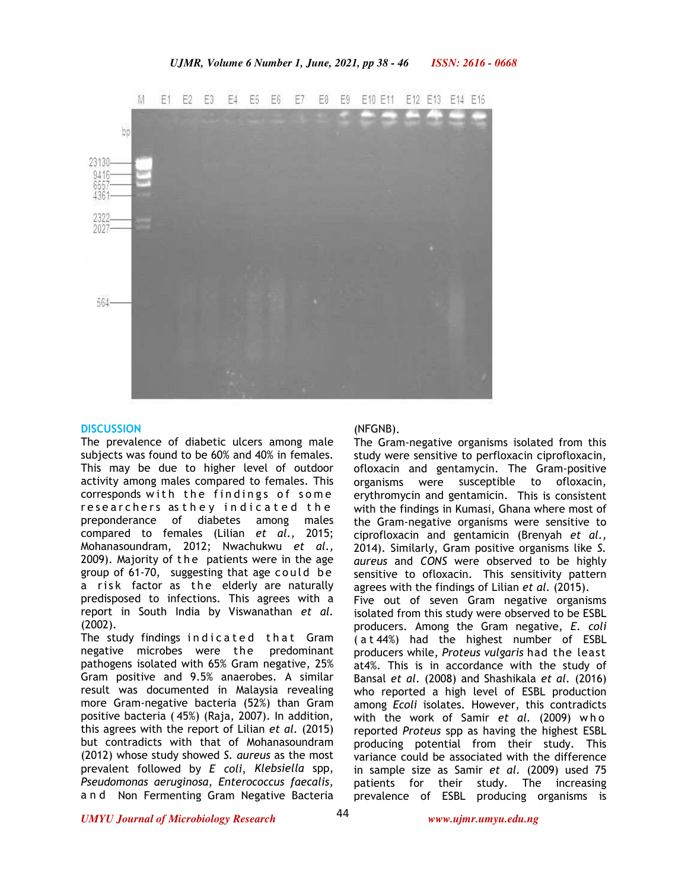## DISCUSSION

The prevalence of diabetic ulcers among male subjects was found to be 60% and 40% in females. This may be due to higher level of outdoor activity among males compared to females. This corresponds with the findings of some researchers as they indicated the preponderance of diabetes among males compared to females (Lilian *et al.,* 2015; Mohanasoundram, 2012; Nwachukwu *et al.,* 2009). Majority of the patients were in the age group of 61-70, suggesting that age could be a risk factor as the elderly are naturally predisposed to infections. This agrees with a report in South India by Viswanathan *et al.* (2002).

The study findings indicated that Gram negative microbes were the predominant pathogens isolated with 65% Gram negative, 25% Gram positive and 9.5% anaerobes. A similar result was documented in Malaysia revealing more Gram-negative bacteria (52%) than Gram positive bacteria (45%) (Raja, 2007). In addition, this agrees with the report of Lilian *et al.* (2015) but contradicts with that of Mohanasoundram (2012) whose study showed *S. aureus* as the most prevalent followed by *E coli*, *Klebsiella* spp, *Pseudomonas aeruginosa*, *Enterococcus faecalis*, and Non Fermenting Gram Negative Bacteria (NFGNB).

The Gram-negative organisms isolated from this study were sensitive to perfloxacin ciprofloxacin, ofloxacin and gentamycin. The Gram-positive organisms were susceptible to ofloxacin, erythromycin and gentamicin. This is consistent with the findings in Kumasi, Ghana where most of the Gram-negative organisms were sensitive to ciprofloxacin and gentamicin (Brenyah *et al.,* 2014). Similarly, Gram positive organisms like *S. aureus* and *CONS* were observed to be highly sensitive to ofloxacin. This sensitivity pattern agrees with the findings of Lilian *et al.* (2015).

Five out of seven Gram negative organisms isolated from this study were observed to be ESBL producers. Among the Gram negative, *E. coli* (at 44%) had the highest number of ESBL producers while, *Proteus vulgaris* had the least at4%. This is in accordance with the study of Bansal *et al.* (2008) and Shashikala *et al.* (2016) who reported a high level of ESBL production among *Ecoli* isolates. However, this contradicts with the work of Samir *et al.* (2009) who reported *Proteus* spp as having the highest ESBL producing potential from their study. This variance could be associated with the difference in sample size as Samir *et al.* (2009) used 75 patients for their study. The increasing prevalence of ESBL producing organisms is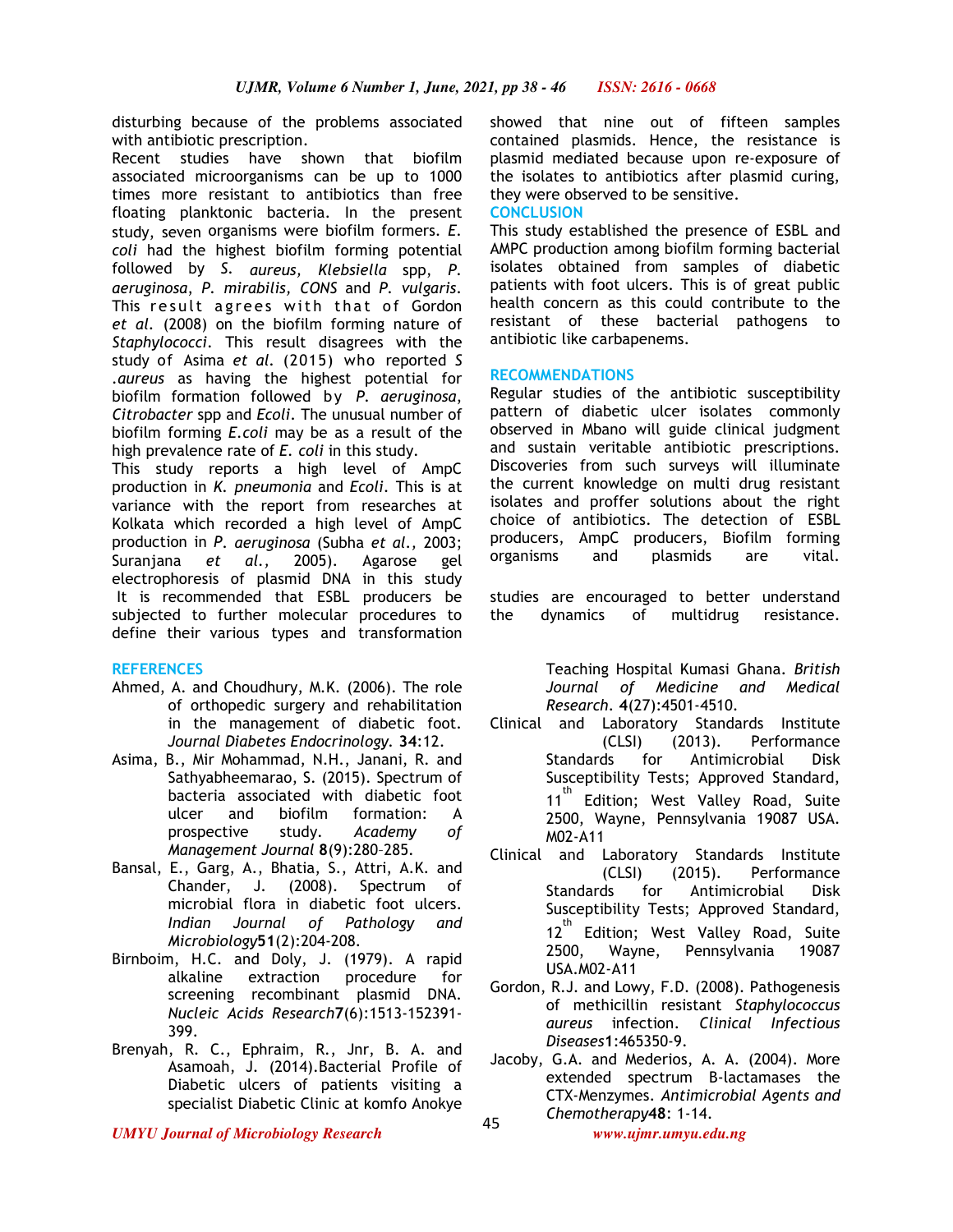disturbing because of the problems associated with antibiotic prescription.

Recent studies have shown that biofilm associated microorganisms can be up to 1000 times more resistant to antibiotics than free floating planktonic bacteria. In the present study, seven organisms were biofilm formers. *E. coli* had the highest biofilm forming potential followed by *S. aureus, Klebsiella* spp, *P. aeruginosa*, *P. mirabilis, CONS* and *P. vulgaris*. This result agrees with that of Gordon *et al.* (2008) on the biofilm forming nature of *Staphylococci*. This result disagrees with the study of Asima *et al.* (2015) who reported *S .aureus* as having the highest potential for biofilm formation followed by *P. aeruginosa*, *Citrobacter* spp and *Ecoli*. The unusual number of biofilm forming *E.coli* may be as a result of the high prevalence rate of *E. coli* in this study.

This study reports a high level of AmpC production in *K. pneumonia* and *Ecoli*. This is at variance with the report from researches at Kolkata which recorded a high level of AmpC production in *P. aeruginosa* (Subha *et al.,* 2003; Suranjana *et al.,* 2005). Agarose gel electrophoresis of plasmid DNA in this study showed that nine out of fifteen samples contained plasmids. Hence, the resistance is plasmid mediated because upon re-exposure of the isolates to antibiotics after plasmid curing, they were observed to be sensitive.

## CONCLUSION

This study established the presence of ESBL and AMPC production among biofilm forming bacterial isolates obtained from samples of diabetic patients with foot ulcers. This is of great public health concern as this could contribute to the resistant of these bacterial pathogens to antibiotic like carbapenems.

## RECOMMENDATIONS

Regular studies of the antibiotic susceptibility pattern of diabetic ulcer isolates commonly observed in Mbano will guide clinical judgment and sustain veritable antibiotic prescriptions. Discoveries from such surveys will illuminate the current knowledge on multi drug resistant isolates and proffer solutions about the right choice of antibiotics. The detection of ESBL producers, AmpC producers, Biofilm forming organisms and plasmids are vital.

It is recommended that ESBL producers be subjected to further molecular procedures to define their various types and transformation studies are encouraged to better understand the dynamics of multidrug resistance.

## REFERENCES

Ahmed, A. and Choudhury, M.K. (2006). The role of orthopedic surgery and rehabilitation in the management of diabetic foot. *Journal Diabetes Endocrinology.* **34**:12.

Asima, B., Mir Mohammad, N.H., Janani, R. and Sathyabheemarao, S. (2015). Spectrum of bacteria associated with diabetic foot ulcer and biofilm formation: A prospective study. *Academy of Management Journal* **8**(9):280–285.

Bansal, E., Garg, A., Bhatia, S., Attri, A.K. and Chander, J. (2008). Spectrum of microbial flora in diabetic foot ulcers. *Indian Journal of Pathology and Microbiology***51**(2):204-208.

Birnboim, H.C. and Doly, J. (1979). A rapid alkaline extraction procedure for screening recombinant plasmid DNA. *Nucleic Acids Research***7**(6):1513-152391-399.

Brenyah, R. C., Ephraim, R., Jnr, B. A. and Asamoah, J. (2014).Bacterial Profile of Diabetic ulcers of patients visiting a specialist Diabetic Clinic at komfo Anokye Teaching Hospital Kumasi Ghana. *British Journal of Medicine and Medical Research*. **4**(27):4501-4510.

Clinical and Laboratory Standards Institute (CLSI) (2013). Performance Standards for Antimicrobial Disk Susceptibility Tests; Approved Standard, 11th Edition; West Valley Road, Suite 2500, Wayne, Pennsylvania 19087 USA. M02-A11

Clinical and Laboratory Standards Institute (CLSI) (2015). Performance Standards for Antimicrobial Disk Susceptibility Tests; Approved Standard, 12th Edition; West Valley Road, Suite 2500, Wayne, Pennsylvania 19087 USA.M02-A11

Gordon, R.J. and Lowy, F.D. (2008). Pathogenesis of methicillin resistant *Staphylococcus aureus* infection. *Clinical Infectious Diseases***1**:465350-9.

Jacoby, G.A. and Mederios, A. A. (2004). More extended spectrum B-lactamases the CTX-Menzymes. *Antimicrobial Agents and Chemotherapy***48**: 1-14.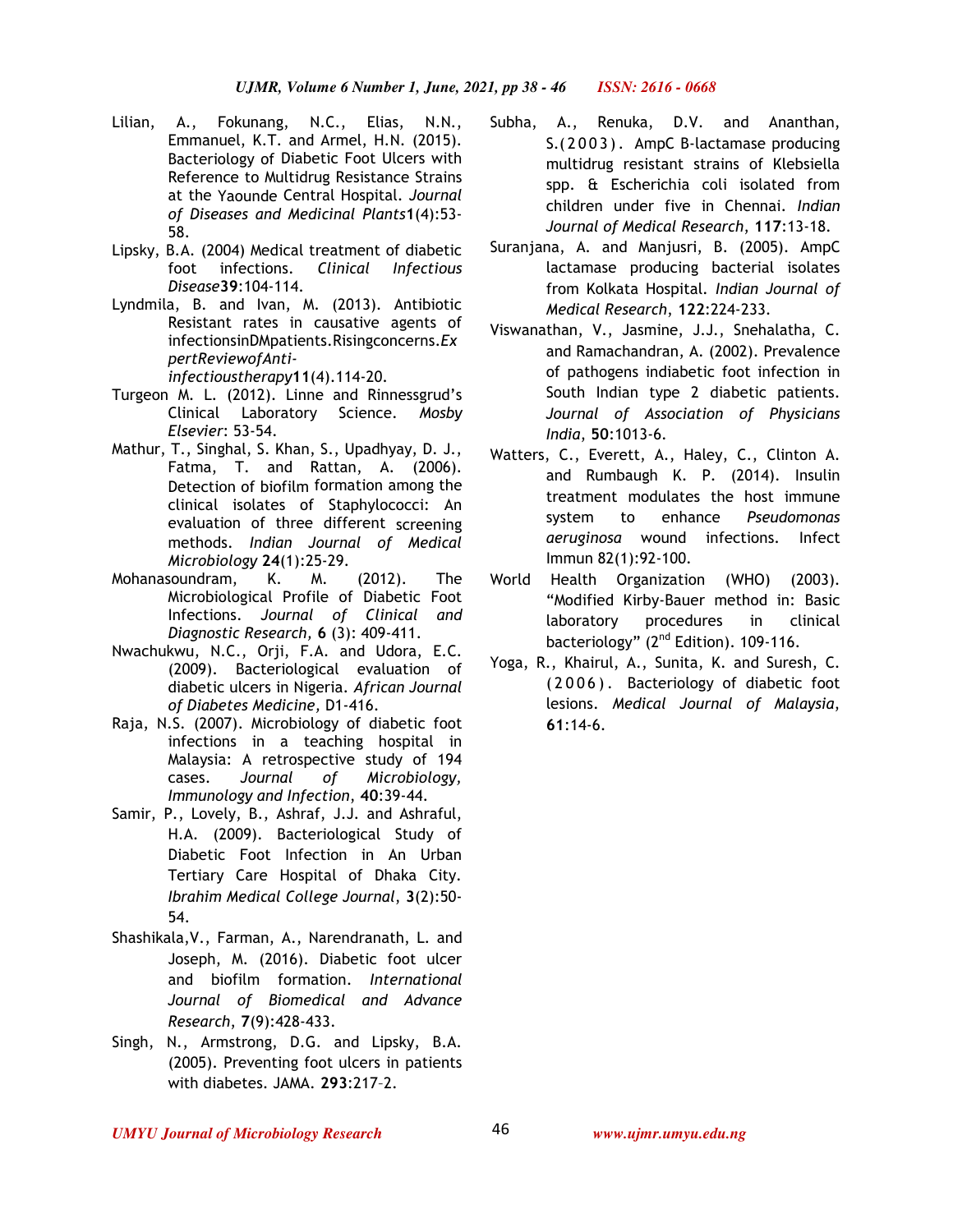Lilian, A., Fokunang, N.C., Elias, N.N., Emmanuel, K.T. and Armel, H.N. (2015). Bacteriology of Diabetic Foot Ulcers with Reference to Multidrug Resistance Strains at the Yaounde Central Hospital. *Journal of Diseases and Medicinal Plants* **1**(4):53-58.

Lipsky, B.A. (2004) Medical treatment of diabetic foot infections. *Clinical Infectious Disease* **39**:104-114.

Lyndmila, B. and Ivan, M. (2013). Antibiotic Resistant rates in causative agents of infectionsinDMpatients.Risingconcerns.*ExpertReviewofAnti-infectioustherapy* **11**(4).114-20.

Turgeon M. L. (2012). Linne and Rinnessgrud's Clinical Laboratory Science. *Mosby Elsevier*: 53-54.

Mathur, T., Singhal, S. Khan, S., Upadhyay, D. J., Fatma, T. and Rattan, A. (2006). Detection of biofilm formation among the clinical isolates of Staphylococci: An evaluation of three different screening methods. *Indian Journal of Medical Microbiology* **24**(1):25-29.

Mohanasoundram, K. M. (2012). The Microbiological Profile of Diabetic Foot Infections. *Journal of Clinical and Diagnostic Research*, **6** (3): 409-411.

Nwachukwu, N.C., Orji, F.A. and Udora, E.C. (2009). Bacteriological evaluation of diabetic ulcers in Nigeria. *African Journal of Diabetes Medicine*, D1-416.

Raja, N.S. (2007). Microbiology of diabetic foot infections in a teaching hospital in Malaysia: A retrospective study of 194 cases. *Journal of Microbiology, Immunology and Infection*, **40**:39-44.

Samir, P., Lovely, B., Ashraf, J.J. and Ashraful, H.A. (2009). Bacteriological Study of Diabetic Foot Infection in An Urban Tertiary Care Hospital of Dhaka City. *Ibrahim Medical College Journal*, **3**(2):50-54.

Shashikala,V., Farman, A., Narendranath, L. and Joseph, M. (2016). Diabetic foot ulcer and biofilm formation. *International Journal of Biomedical and Advance Research*, **7**(9):428-433.

Singh, N., Armstrong, D.G. and Lipsky, B.A. (2005). Preventing foot ulcers in patients with diabetes. JAMA. **293**:217–2.

Subha, A., Renuka, D.V. and Ananthan, S.(2003). AmpC B-lactamase producing multidrug resistant strains of Klebsiella spp. & Escherichia coli isolated from children under five in Chennai. *Indian Journal of Medical Research*, **117**:13-18.

Suranjana, A. and Manjusri, B. (2005). AmpC lactamase producing bacterial isolates from Kolkata Hospital. *Indian Journal of Medical Research*, **122**:224-233.

Viswanathan, V., Jasmine, J.J., Snehalatha, C. and Ramachandran, A. (2002). Prevalence of pathogens indiabetic foot infection in South Indian type 2 diabetic patients. *Journal of Association of Physicians India*, **50**:1013-6.

Watters, C., Everett, A., Haley, C., Clinton A. and Rumbaugh K. P. (2014). Insulin treatment modulates the host immune system to enhance *Pseudomonas aeruginosa* wound infections. Infect Immun 82(1):92-100.

World Health Organization (WHO) (2003). "Modified Kirby-Bauer method in: Basic laboratory procedures in clinical bacteriology" (2nd Edition). 109-116.

Yoga, R., Khairul, A., Sunita, K. and Suresh, C. (2006). Bacteriology of diabetic foot lesions. *Medical Journal of Malaysia*, **61**:14-6.